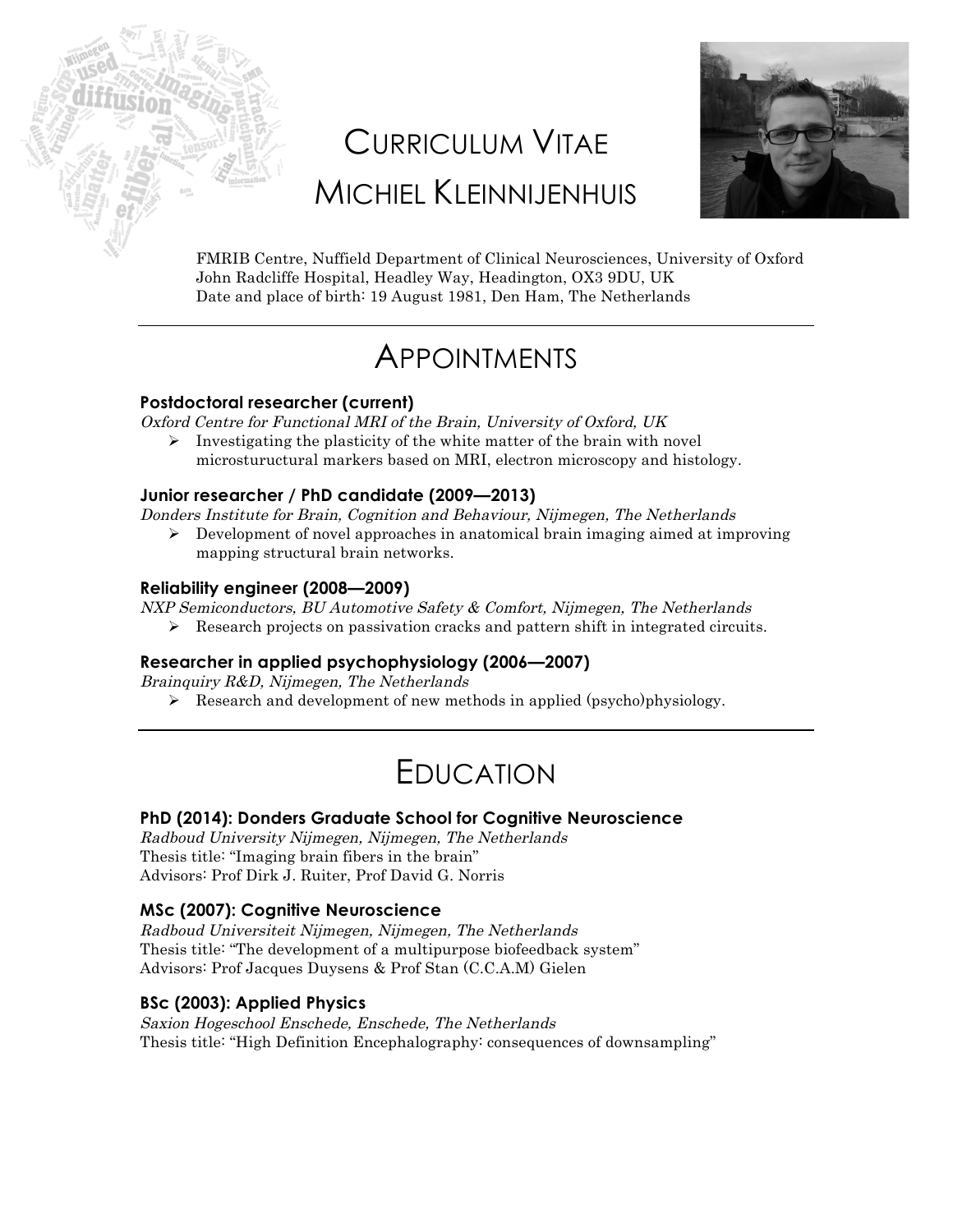# Curriculum Vitae
# Michiel Kleinnijenhuis

FMRIB Centre, Nuffield Department of Clinical Neurosciences, University of Oxford
John Radcliffe Hospital, Headley Way, Headington, OX3 9DU, UK
Date and place of birth: 19 August 1981, Den Ham, The Netherlands

---

## Appointments

### Postdoctoral researcher (current)

*Oxford Centre for Functional MRI of the Brain, University of Oxford, UK*

- Investigating the plasticity of the white matter of the brain with novel microstuructural markers based on MRI, electron microscopy and histology.

### Junior researcher / PhD candidate (2009—2013)

*Donders Institute for Brain, Cognition and Behaviour, Nijmegen, The Netherlands*

- Development of novel approaches in anatomical brain imaging aimed at improving mapping structural brain networks.

### Reliability engineer (2008—2009)

*NXP Semiconductors, BU Automotive Safety & Comfort, Nijmegen, The Netherlands*

- Research projects on passivation cracks and pattern shift in integrated circuits.

### Researcher in applied psychophysiology (2006—2007)

*Brainquiry R&D, Nijmegen, The Netherlands*

- Research and development of new methods in applied (psycho)physiology.

---

## Education

### PhD (2014): Donders Graduate School for Cognitive Neuroscience

*Radboud University Nijmegen, Nijmegen, The Netherlands*
Thesis title: "Imaging brain fibers in the brain"
Advisors: Prof Dirk J. Ruiter, Prof David G. Norris

### MSc (2007): Cognitive Neuroscience

*Radboud Universiteit Nijmegen, Nijmegen, The Netherlands*
Thesis title: "The development of a multipurpose biofeedback system"
Advisors: Prof Jacques Duysens & Prof Stan (C.C.A.M) Gielen

### BSc (2003): Applied Physics

*Saxion Hogeschool Enschede, Enschede, The Netherlands*
Thesis title: "High Definition Encephalography: consequences of downsampling"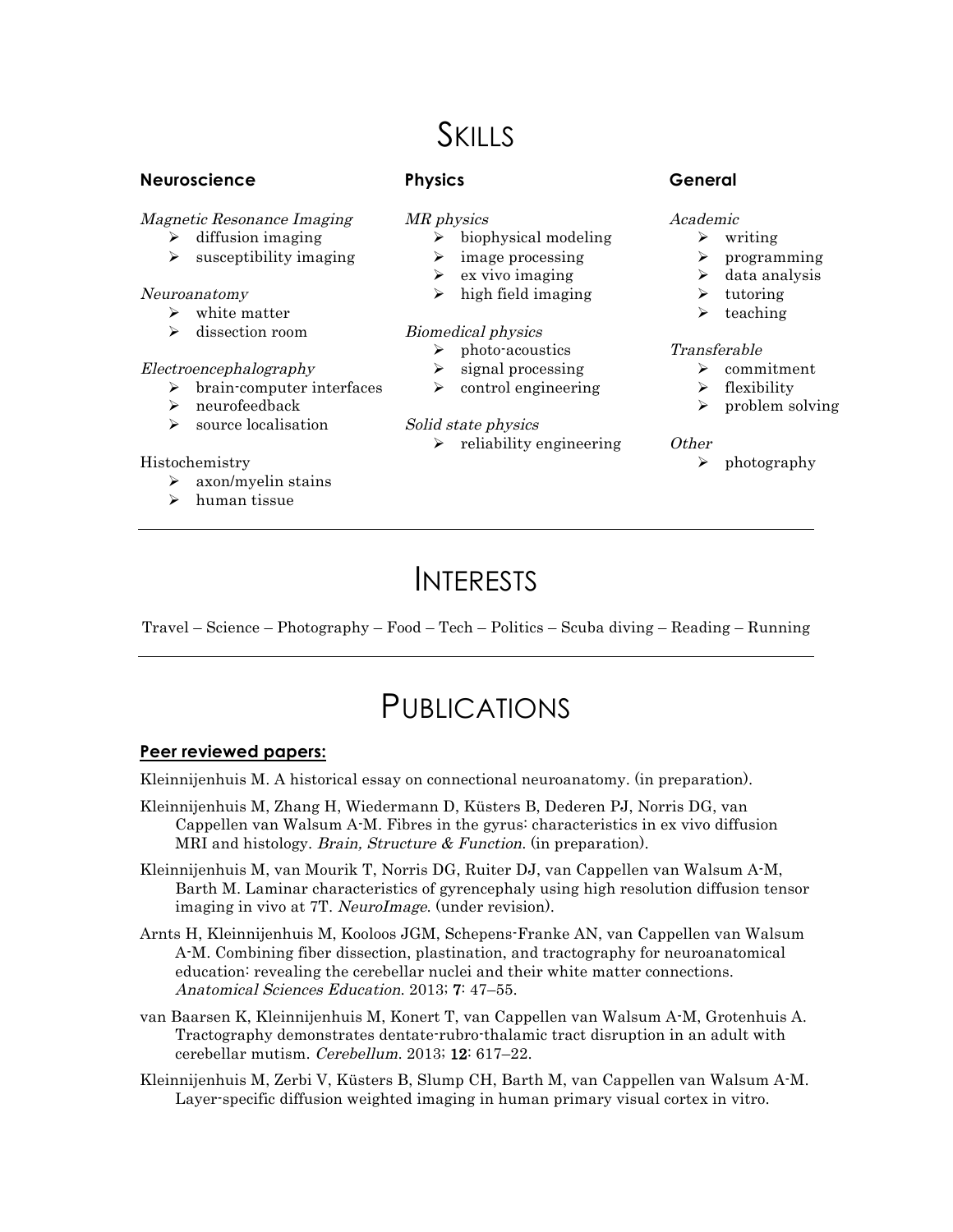# Skills

### Neuroscience

*Magnetic Resonance Imaging*
- diffusion imaging
- susceptibility imaging

*Neuroanatomy*
- white matter
- dissection room

*Electroencephalography*
- brain-computer interfaces
- neurofeedback
- source localisation

Histochemistry
- axon/myelin stains
- human tissue

### Physics

*MR physics*
- biophysical modeling
- image processing
- ex vivo imaging
- high field imaging

*Biomedical physics*
- photo-acoustics
- signal processing
- control engineering

*Solid state physics*
- reliability engineering

### General

*Academic*
- writing
- programming
- data analysis
- tutoring
- teaching

*Transferable*
- commitment
- flexibility
- problem solving

*Other*
- photography

---

# Interests

Travel – Science – Photography – Food – Tech – Politics – Scuba diving – Reading – Running

---

# Publications

**Peer reviewed papers:**

Kleinnijenhuis M. A historical essay on connectional neuroanatomy. (in preparation).

Kleinnijenhuis M, Zhang H, Wiedermann D, Küsters B, Dederen PJ, Norris DG, van Cappellen van Walsum A-M. Fibres in the gyrus: characteristics in ex vivo diffusion MRI and histology. *Brain, Structure & Function*. (in preparation).

Kleinnijenhuis M, van Mourik T, Norris DG, Ruiter DJ, van Cappellen van Walsum A-M, Barth M. Laminar characteristics of gyrencephaly using high resolution diffusion tensor imaging in vivo at 7T. *NeuroImage*. (under revision).

Arnts H, Kleinnijenhuis M, Kooloos JGM, Schepens-Franke AN, van Cappellen van Walsum A-M. Combining fiber dissection, plastination, and tractography for neuroanatomical education: revealing the cerebellar nuclei and their white matter connections. *Anatomical Sciences Education*. 2013; **7**: 47–55.

van Baarsen K, Kleinnijenhuis M, Konert T, van Cappellen van Walsum A-M, Grotenhuis A. Tractography demonstrates dentate-rubro-thalamic tract disruption in an adult with cerebellar mutism. *Cerebellum*. 2013; **12**: 617–22.

Kleinnijenhuis M, Zerbi V, Küsters B, Slump CH, Barth M, van Cappellen van Walsum A-M. Layer-specific diffusion weighted imaging in human primary visual cortex in vitro.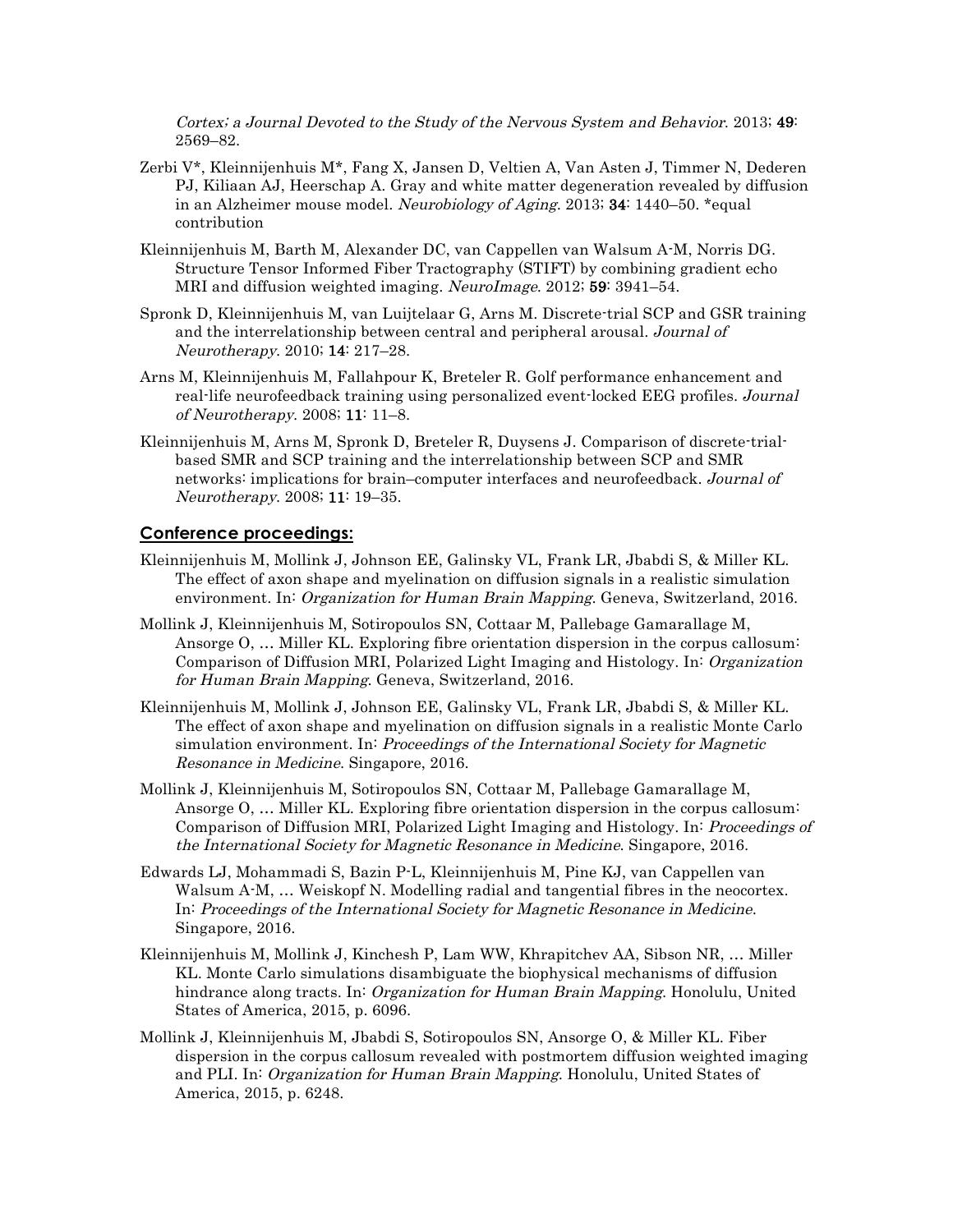*Cortex; a Journal Devoted to the Study of the Nervous System and Behavior*. 2013; **49**: 2569–82.

Zerbi V*, Kleinnijenhuis M*, Fang X, Jansen D, Veltien A, Van Asten J, Timmer N, Dederen PJ, Kiliaan AJ, Heerschap A. Gray and white matter degeneration revealed by diffusion in an Alzheimer mouse model. *Neurobiology of Aging*. 2013; **34**: 1440–50. *equal contribution

Kleinnijenhuis M, Barth M, Alexander DC, van Cappellen van Walsum A-M, Norris DG. Structure Tensor Informed Fiber Tractography (STIFT) by combining gradient echo MRI and diffusion weighted imaging. *NeuroImage*. 2012; **59**: 3941–54.

Spronk D, Kleinnijenhuis M, van Luijtelaar G, Arns M. Discrete-trial SCP and GSR training and the interrelationship between central and peripheral arousal. *Journal of Neurotherapy*. 2010; **14**: 217–28.

Arns M, Kleinnijenhuis M, Fallahpour K, Breteler R. Golf performance enhancement and real-life neurofeedback training using personalized event-locked EEG profiles. *Journal of Neurotherapy*. 2008; **11**: 11–8.

Kleinnijenhuis M, Arns M, Spronk D, Breteler R, Duysens J. Comparison of discrete-trial-based SMR and SCP training and the interrelationship between SCP and SMR networks: implications for brain–computer interfaces and neurofeedback. *Journal of Neurotherapy*. 2008; **11**: 19–35.

## Conference proceedings:

Kleinnijenhuis M, Mollink J, Johnson EE, Galinsky VL, Frank LR, Jbabdi S, & Miller KL. The effect of axon shape and myelination on diffusion signals in a realistic simulation environment. In: *Organization for Human Brain Mapping*. Geneva, Switzerland, 2016.

Mollink J, Kleinnijenhuis M, Sotiropoulos SN, Cottaar M, Pallebage Gamarallage M, Ansorge O, … Miller KL. Exploring fibre orientation dispersion in the corpus callosum: Comparison of Diffusion MRI, Polarized Light Imaging and Histology. In: *Organization for Human Brain Mapping*. Geneva, Switzerland, 2016.

Kleinnijenhuis M, Mollink J, Johnson EE, Galinsky VL, Frank LR, Jbabdi S, & Miller KL. The effect of axon shape and myelination on diffusion signals in a realistic Monte Carlo simulation environment. In: *Proceedings of the International Society for Magnetic Resonance in Medicine*. Singapore, 2016.

Mollink J, Kleinnijenhuis M, Sotiropoulos SN, Cottaar M, Pallebage Gamarallage M, Ansorge O, … Miller KL. Exploring fibre orientation dispersion in the corpus callosum: Comparison of Diffusion MRI, Polarized Light Imaging and Histology. In: *Proceedings of the International Society for Magnetic Resonance in Medicine*. Singapore, 2016.

Edwards LJ, Mohammadi S, Bazin P-L, Kleinnijenhuis M, Pine KJ, van Cappellen van Walsum A-M, … Weiskopf N. Modelling radial and tangential fibres in the neocortex. In: *Proceedings of the International Society for Magnetic Resonance in Medicine*. Singapore, 2016.

Kleinnijenhuis M, Mollink J, Kinchesh P, Lam WW, Khrapitchev AA, Sibson NR, … Miller KL. Monte Carlo simulations disambiguate the biophysical mechanisms of diffusion hindrance along tracts. In: *Organization for Human Brain Mapping*. Honolulu, United States of America, 2015, p. 6096.

Mollink J, Kleinnijenhuis M, Jbabdi S, Sotiropoulos SN, Ansorge O, & Miller KL. Fiber dispersion in the corpus callosum revealed with postmortem diffusion weighted imaging and PLI. In: *Organization for Human Brain Mapping*. Honolulu, United States of America, 2015, p. 6248.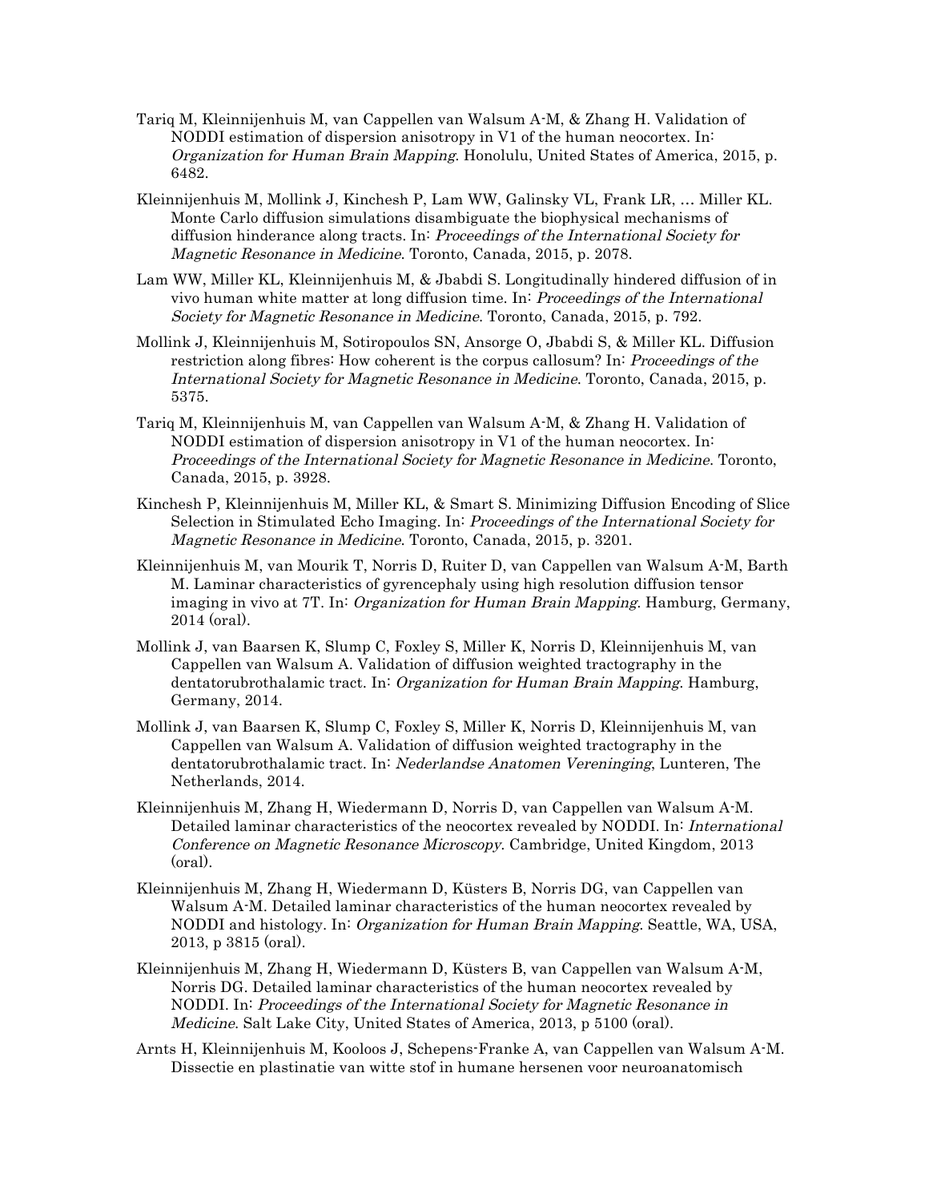Tariq M, Kleinnijenhuis M, van Cappellen van Walsum A-M, & Zhang H. Validation of NODDI estimation of dispersion anisotropy in V1 of the human neocortex. In: *Organization for Human Brain Mapping*. Honolulu, United States of America, 2015, p. 6482.

Kleinnijenhuis M, Mollink J, Kinchesh P, Lam WW, Galinsky VL, Frank LR, … Miller KL. Monte Carlo diffusion simulations disambiguate the biophysical mechanisms of diffusion hinderance along tracts. In: *Proceedings of the International Society for Magnetic Resonance in Medicine*. Toronto, Canada, 2015, p. 2078.

Lam WW, Miller KL, Kleinnijenhuis M, & Jbabdi S. Longitudinally hindered diffusion of in vivo human white matter at long diffusion time. In: *Proceedings of the International Society for Magnetic Resonance in Medicine*. Toronto, Canada, 2015, p. 792.

Mollink J, Kleinnijenhuis M, Sotiropoulos SN, Ansorge O, Jbabdi S, & Miller KL. Diffusion restriction along fibres: How coherent is the corpus callosum? In: *Proceedings of the International Society for Magnetic Resonance in Medicine*. Toronto, Canada, 2015, p. 5375.

Tariq M, Kleinnijenhuis M, van Cappellen van Walsum A-M, & Zhang H. Validation of NODDI estimation of dispersion anisotropy in V1 of the human neocortex. In: *Proceedings of the International Society for Magnetic Resonance in Medicine*. Toronto, Canada, 2015, p. 3928.

Kinchesh P, Kleinnijenhuis M, Miller KL, & Smart S. Minimizing Diffusion Encoding of Slice Selection in Stimulated Echo Imaging. In: *Proceedings of the International Society for Magnetic Resonance in Medicine*. Toronto, Canada, 2015, p. 3201.

Kleinnijenhuis M, van Mourik T, Norris D, Ruiter D, van Cappellen van Walsum A-M, Barth M. Laminar characteristics of gyrencephaly using high resolution diffusion tensor imaging in vivo at 7T. In: *Organization for Human Brain Mapping*. Hamburg, Germany, 2014 (oral).

Mollink J, van Baarsen K, Slump C, Foxley S, Miller K, Norris D, Kleinnijenhuis M, van Cappellen van Walsum A. Validation of diffusion weighted tractography in the dentatorubrothalamic tract. In: *Organization for Human Brain Mapping*. Hamburg, Germany, 2014.

Mollink J, van Baarsen K, Slump C, Foxley S, Miller K, Norris D, Kleinnijenhuis M, van Cappellen van Walsum A. Validation of diffusion weighted tractography in the dentatorubrothalamic tract. In: *Nederlandse Anatomen Vereninging*, Lunteren, The Netherlands, 2014.

Kleinnijenhuis M, Zhang H, Wiedermann D, Norris D, van Cappellen van Walsum A-M. Detailed laminar characteristics of the neocortex revealed by NODDI. In: *International Conference on Magnetic Resonance Microscopy.* Cambridge, United Kingdom, 2013 (oral).

Kleinnijenhuis M, Zhang H, Wiedermann D, Küsters B, Norris DG, van Cappellen van Walsum A-M. Detailed laminar characteristics of the human neocortex revealed by NODDI and histology. In: *Organization for Human Brain Mapping*. Seattle, WA, USA, 2013, p 3815 (oral).

Kleinnijenhuis M, Zhang H, Wiedermann D, Küsters B, van Cappellen van Walsum A-M, Norris DG. Detailed laminar characteristics of the human neocortex revealed by NODDI. In: *Proceedings of the International Society for Magnetic Resonance in Medicine*. Salt Lake City, United States of America, 2013, p 5100 (oral).

Arnts H, Kleinnijenhuis M, Kooloos J, Schepens-Franke A, van Cappellen van Walsum A-M. Dissectie en plastinatie van witte stof in humane hersenen voor neuroanatomisch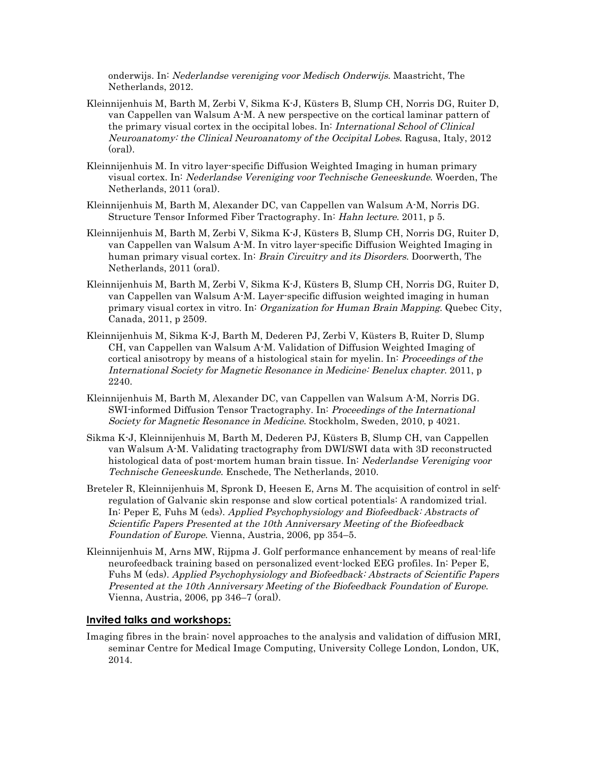onderwijs. In: *Nederlandse vereniging voor Medisch Onderwijs*. Maastricht, The Netherlands, 2012.

Kleinnijenhuis M, Barth M, Zerbi V, Sikma K-J, Küsters B, Slump CH, Norris DG, Ruiter D, van Cappellen van Walsum A-M. A new perspective on the cortical laminar pattern of the primary visual cortex in the occipital lobes. In: *International School of Clinical Neuroanatomy: the Clinical Neuroanatomy of the Occipital Lobes*. Ragusa, Italy, 2012 (oral).

Kleinnijenhuis M. In vitro layer-specific Diffusion Weighted Imaging in human primary visual cortex. In: *Nederlandse Vereniging voor Technische Geneeskunde*. Woerden, The Netherlands, 2011 (oral).

Kleinnijenhuis M, Barth M, Alexander DC, van Cappellen van Walsum A-M, Norris DG. Structure Tensor Informed Fiber Tractography. In: *Hahn lecture*. 2011, p 5.

Kleinnijenhuis M, Barth M, Zerbi V, Sikma K-J, Küsters B, Slump CH, Norris DG, Ruiter D, van Cappellen van Walsum A-M. In vitro layer-specific Diffusion Weighted Imaging in human primary visual cortex. In: *Brain Circuitry and its Disorders*. Doorwerth, The Netherlands, 2011 (oral).

Kleinnijenhuis M, Barth M, Zerbi V, Sikma K-J, Küsters B, Slump CH, Norris DG, Ruiter D, van Cappellen van Walsum A-M. Layer-specific diffusion weighted imaging in human primary visual cortex in vitro. In: *Organization for Human Brain Mapping*. Quebec City, Canada, 2011, p 2509.

Kleinnijenhuis M, Sikma K-J, Barth M, Dederen PJ, Zerbi V, Küsters B, Ruiter D, Slump CH, van Cappellen van Walsum A-M. Validation of Diffusion Weighted Imaging of cortical anisotropy by means of a histological stain for myelin. In: *Proceedings of the International Society for Magnetic Resonance in Medicine: Benelux chapter*. 2011, p 2240.

Kleinnijenhuis M, Barth M, Alexander DC, van Cappellen van Walsum A-M, Norris DG. SWI-informed Diffusion Tensor Tractography. In: *Proceedings of the International Society for Magnetic Resonance in Medicine*. Stockholm, Sweden, 2010, p 4021.

Sikma K-J, Kleinnijenhuis M, Barth M, Dederen PJ, Küsters B, Slump CH, van Cappellen van Walsum A-M. Validating tractography from DWI/SWI data with 3D reconstructed histological data of post-mortem human brain tissue. In: *Nederlandse Vereniging voor Technische Geneeskunde*. Enschede, The Netherlands, 2010.

Breteler R, Kleinnijenhuis M, Spronk D, Heesen E, Arns M. The acquisition of control in self-regulation of Galvanic skin response and slow cortical potentials: A randomized trial. In: Peper E, Fuhs M (eds). *Applied Psychophysiology and Biofeedback: Abstracts of Scientific Papers Presented at the 10th Anniversary Meeting of the Biofeedback Foundation of Europe*. Vienna, Austria, 2006, pp 354–5.

Kleinnijenhuis M, Arns MW, Rijpma J. Golf performance enhancement by means of real-life neurofeedback training based on personalized event-locked EEG profiles. In: Peper E, Fuhs M (eds). *Applied Psychophysiology and Biofeedback: Abstracts of Scientific Papers Presented at the 10th Anniversary Meeting of the Biofeedback Foundation of Europe*. Vienna, Austria, 2006, pp 346–7 (oral).

## Invited talks and workshops:

Imaging fibres in the brain: novel approaches to the analysis and validation of diffusion MRI, seminar Centre for Medical Image Computing, University College London, London, UK, 2014.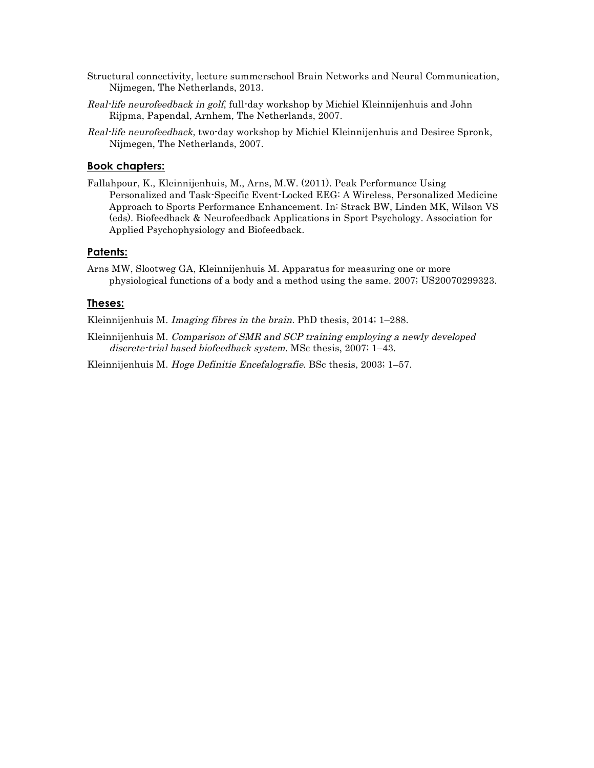Structural connectivity, lecture summerschool Brain Networks and Neural Communication, Nijmegen, The Netherlands, 2013.

*Real-life neurofeedback in golf*, full-day workshop by Michiel Kleinnijenhuis and John Rijpma, Papendal, Arnhem, The Netherlands, 2007.

*Real-life neurofeedback*, two-day workshop by Michiel Kleinnijenhuis and Desiree Spronk, Nijmegen, The Netherlands, 2007.

### Book chapters:

Fallahpour, K., Kleinnijenhuis, M., Arns, M.W. (2011). Peak Performance Using Personalized and Task-Specific Event-Locked EEG: A Wireless, Personalized Medicine Approach to Sports Performance Enhancement. In: Strack BW, Linden MK, Wilson VS (eds). Biofeedback & Neurofeedback Applications in Sport Psychology. Association for Applied Psychophysiology and Biofeedback.

### Patents:

Arns MW, Slootweg GA, Kleinnijenhuis M. Apparatus for measuring one or more physiological functions of a body and a method using the same. 2007; US20070299323.

### Theses:

Kleinnijenhuis M. *Imaging fibres in the brain*. PhD thesis, 2014; 1–288.

Kleinnijenhuis M. *Comparison of SMR and SCP training employing a newly developed discrete-trial based biofeedback system*. MSc thesis, 2007; 1–43.

Kleinnijenhuis M. *Hoge Definitie Encefalografie*. BSc thesis, 2003; 1–57.